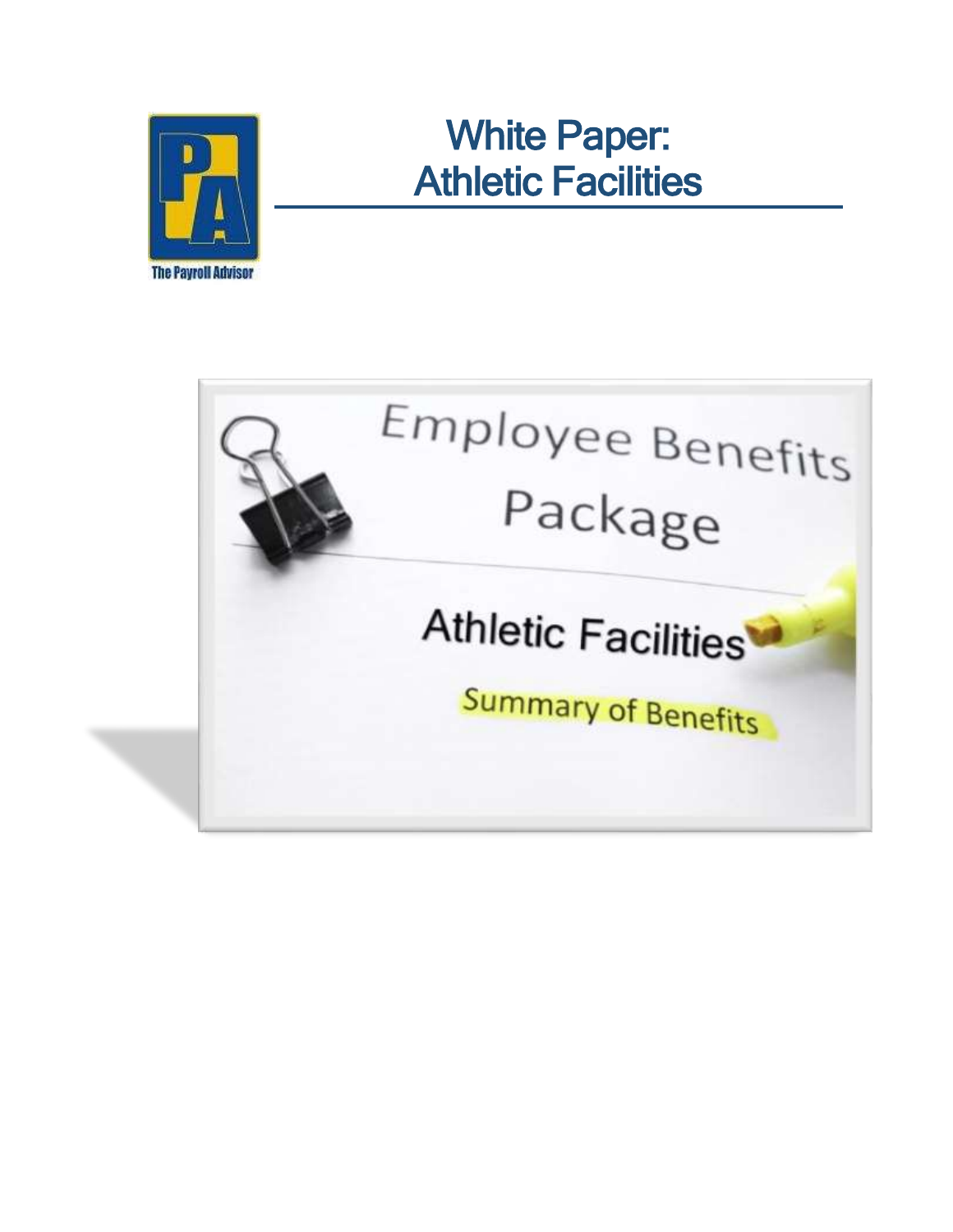# White Paper: Athletic Facilities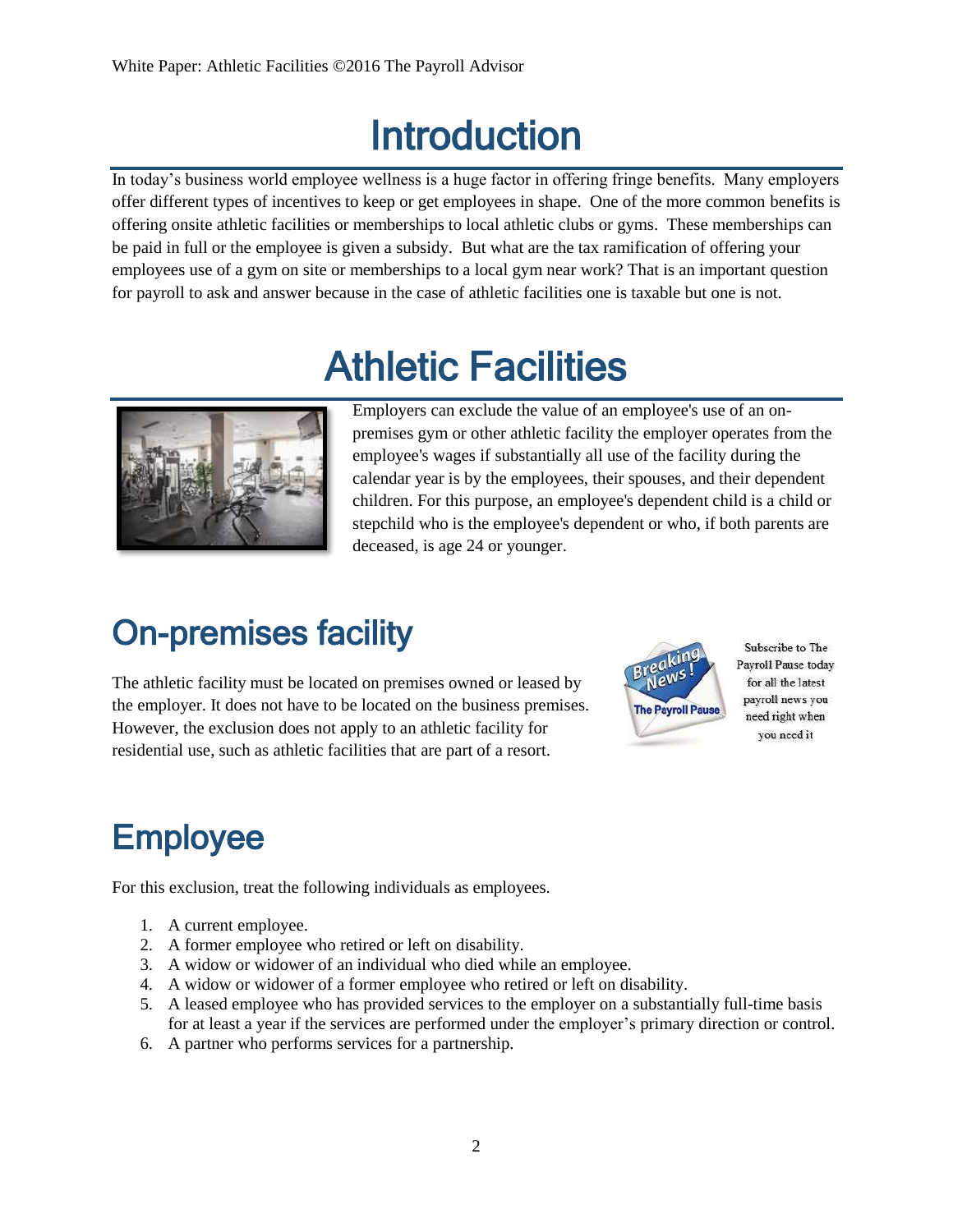# Introduction

In today's business world employee wellness is a huge factor in offering fringe benefits. Many employers offer different types of incentives to keep or get employees in shape. One of the more common benefits is offering onsite athletic facilities or memberships to local athletic clubs or gyms. These memberships can be paid in full or the employee is given a subsidy. But what are the tax ramification of offering your employees use of a gym on site or memberships to a local gym near work? That is an important question for payroll to ask and answer because in the case of athletic facilities one is taxable but one is not.

# Athletic Facilities

Employers can exclude the value of an employee's use of an on-premises gym or other athletic facility the employer operates from the employee's wages if substantially all use of the facility during the calendar year is by the employees, their spouses, and their dependent children. For this purpose, an employee's dependent child is a child or stepchild who is the employee's dependent or who, if both parents are deceased, is age 24 or younger.

## On-premises facility

The athletic facility must be located on premises owned or leased by the employer. It does not have to be located on the business premises. However, the exclusion does not apply to an athletic facility for residential use, such as athletic facilities that are part of a resort.

Subscribe to The Payroll Pause today for all the latest payroll news you need right when you need it

## Employee

For this exclusion, treat the following individuals as employees.

1. A current employee.
2. A former employee who retired or left on disability.
3. A widow or widower of an individual who died while an employee.
4. A widow or widower of a former employee who retired or left on disability.
5. A leased employee who has provided services to the employer on a substantially full-time basis for at least a year if the services are performed under the employer's primary direction or control.
6. A partner who performs services for a partnership.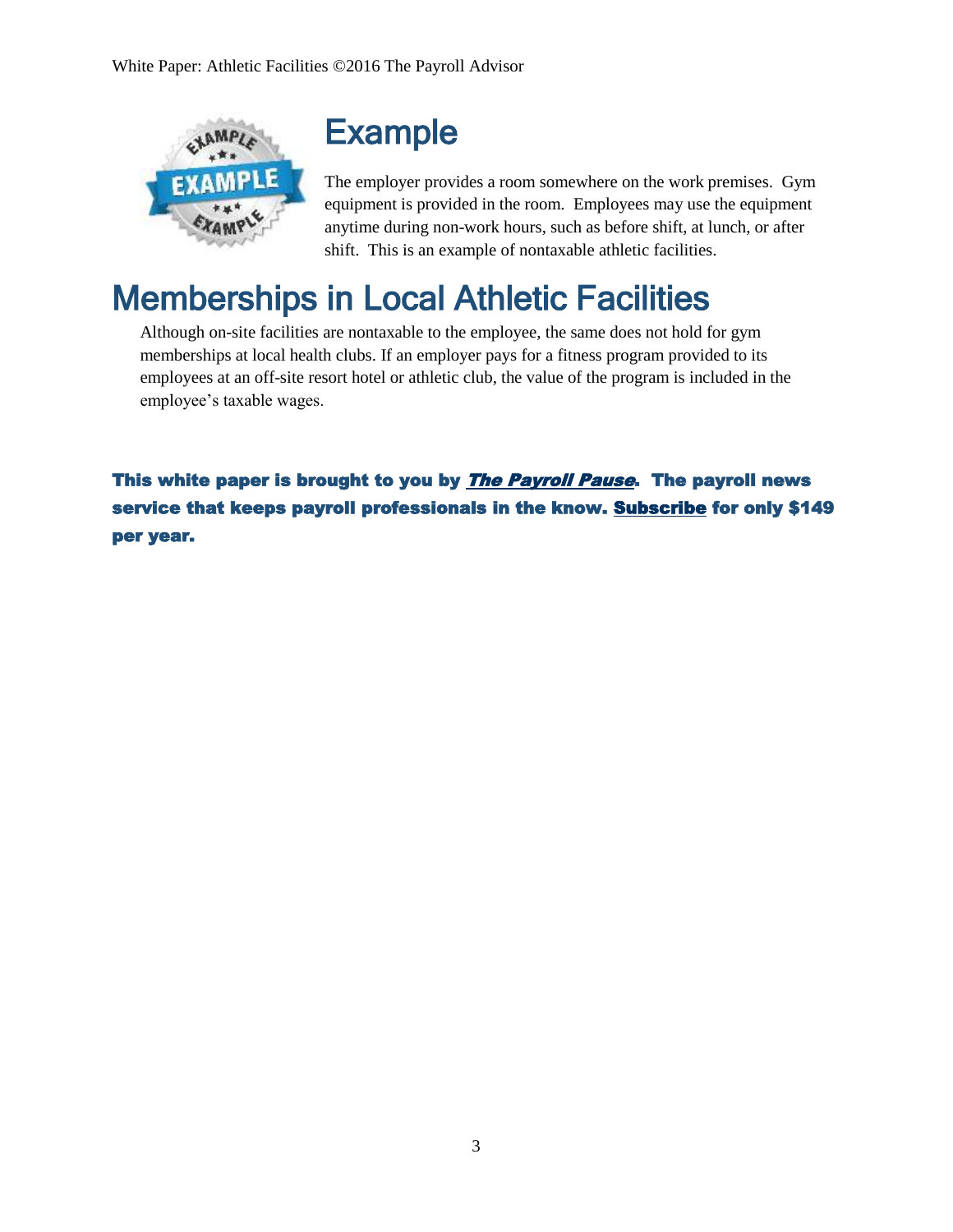## Example

The employer provides a room somewhere on the work premises. Gym equipment is provided in the room. Employees may use the equipment anytime during non-work hours, such as before shift, at lunch, or after shift. This is an example of nontaxable athletic facilities.

# Memberships in Local Athletic Facilities

Although on-site facilities are nontaxable to the employee, the same does not hold for gym memberships at local health clubs. If an employer pays for a fitness program provided to its employees at an off-site resort hotel or athletic club, the value of the program is included in the employee's taxable wages.

**This white paper is brought to you by *The Payroll Pause*. The payroll news service that keeps payroll professionals in the know. Subscribe for only $149 per year.**